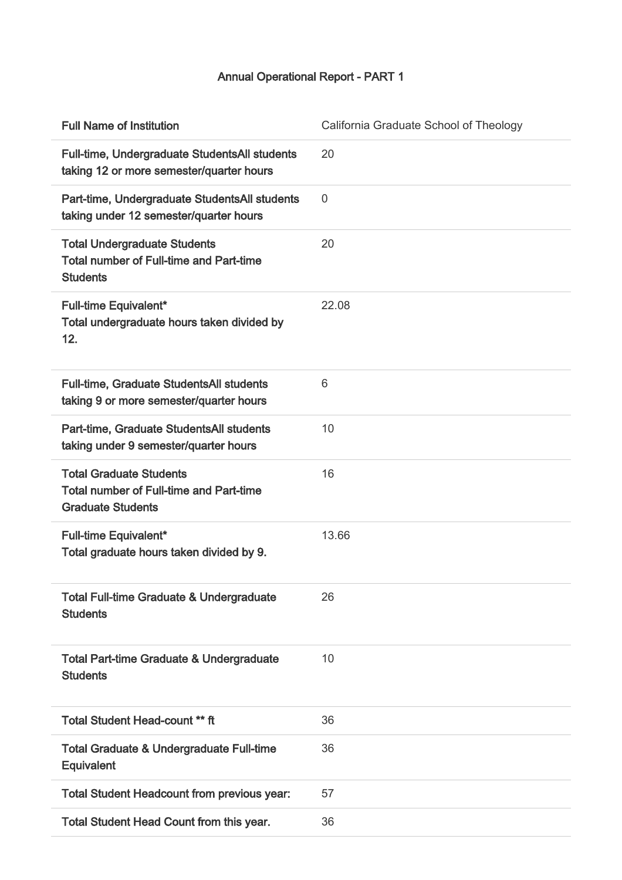# Annual Operational Report - PART 1

| Full Name of Institution | California Graduate School of Theology |
|---|---|
| Full-time, Undergraduate StudentsAll students taking 12 or more semester/quarter hours | 20 |
| Part-time, Undergraduate StudentsAll students taking under 12 semester/quarter hours | 0 |
| Total Undergraduate Students<br>Total number of Full-time and Part-time Students | 20 |
| Full-time Equivalent*<br>Total undergraduate hours taken divided by 12. | 22.08 |
| Full-time, Graduate StudentsAll students taking 9 or more semester/quarter hours | 6 |
| Part-time, Graduate StudentsAll students taking under 9 semester/quarter hours | 10 |
| Total Graduate Students<br>Total number of Full-time and Part-time Graduate Students | 16 |
| Full-time Equivalent*<br>Total graduate hours taken divided by 9. | 13.66 |
| Total Full-time Graduate & Undergraduate Students | 26 |
| Total Part-time Graduate & Undergraduate Students | 10 |
| Total Student Head-count ** ft | 36 |
| Total Graduate & Undergraduate Full-time Equivalent | 36 |
| Total Student Headcount from previous year: | 57 |
| Total Student Head Count from this year. | 36 |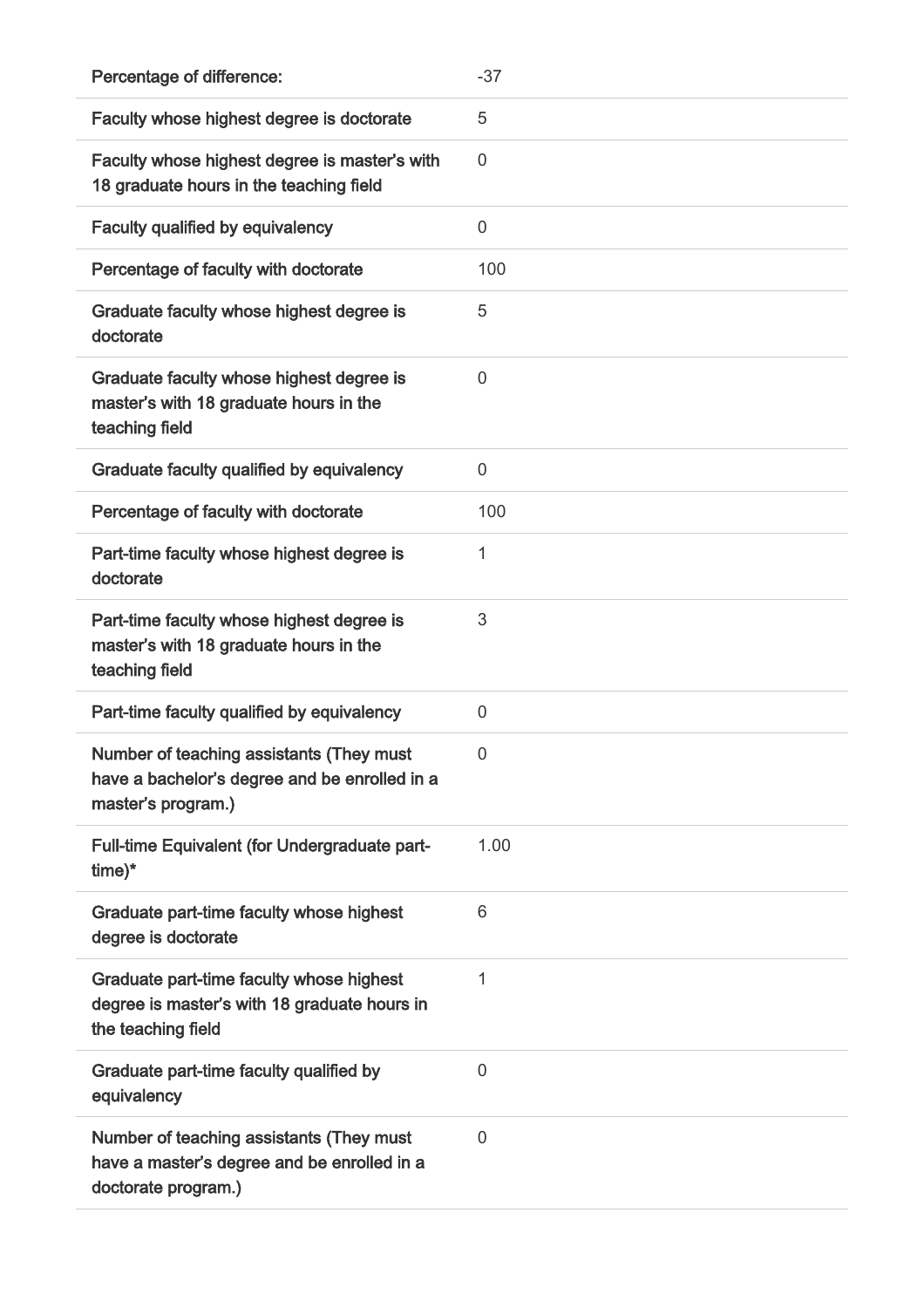| | |
|---|---|
| **Percentage of difference:** | -37 |
| **Faculty whose highest degree is doctorate** | 5 |
| **Faculty whose highest degree is master's with 18 graduate hours in the teaching field** | 0 |
| **Faculty qualified by equivalency** | 0 |
| **Percentage of faculty with doctorate** | 100 |
| **Graduate faculty whose highest degree is doctorate** | 5 |
| **Graduate faculty whose highest degree is master's with 18 graduate hours in the teaching field** | 0 |
| **Graduate faculty qualified by equivalency** | 0 |
| **Percentage of faculty with doctorate** | 100 |
| **Part-time faculty whose highest degree is doctorate** | 1 |
| **Part-time faculty whose highest degree is master's with 18 graduate hours in the teaching field** | 3 |
| **Part-time faculty qualified by equivalency** | 0 |
| **Number of teaching assistants (They must have a bachelor's degree and be enrolled in a master's program.)** | 0 |
| **Full-time Equivalent (for Undergraduate part-time)*** | 1.00 |
| **Graduate part-time faculty whose highest degree is doctorate** | 6 |
| **Graduate part-time faculty whose highest degree is master's with 18 graduate hours in the teaching field** | 1 |
| **Graduate part-time faculty qualified by equivalency** | 0 |
| **Number of teaching assistants (They must have a master's degree and be enrolled in a doctorate program.)** | 0 |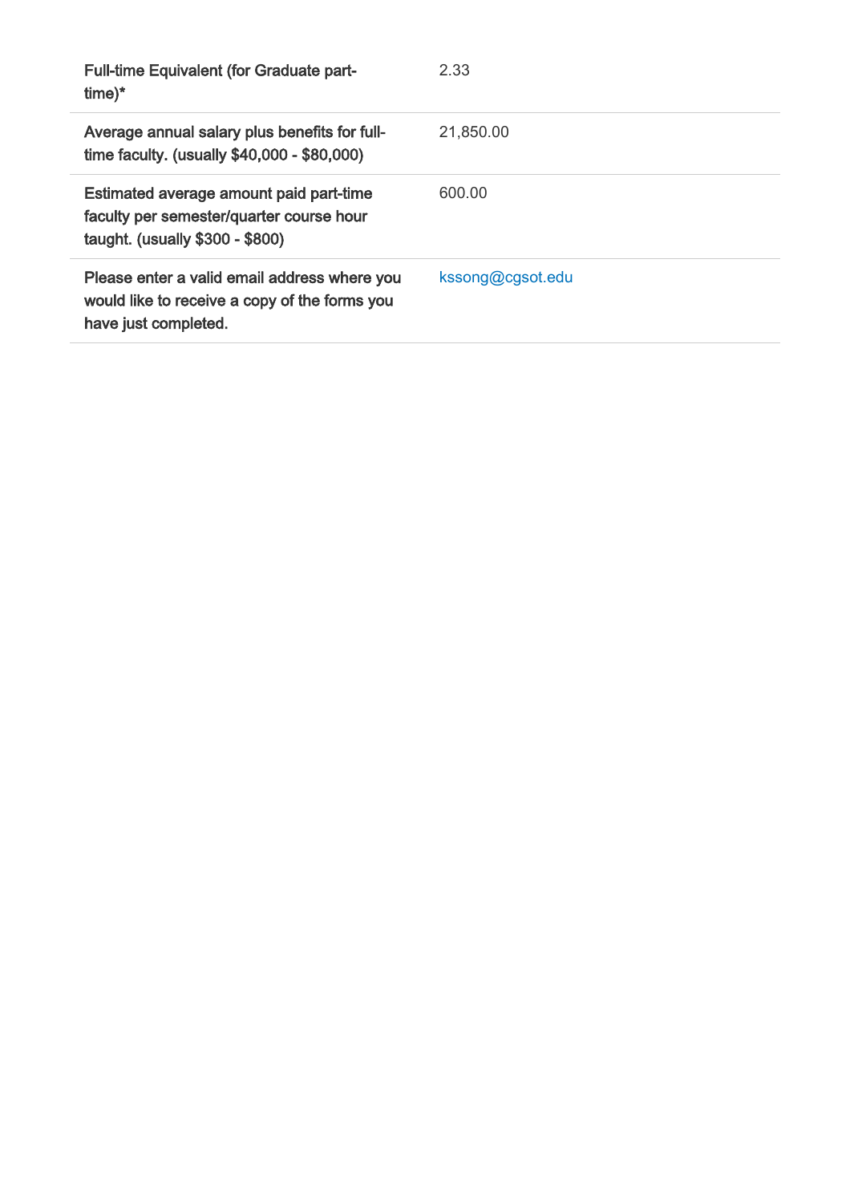| | |
|---|---|
| **Full-time Equivalent (for Graduate part-time)*** | 2.33 |
| **Average annual salary plus benefits for full-time faculty. (usually $40,000 - $80,000)** | 21,850.00 |
| **Estimated average amount paid part-time faculty per semester/quarter course hour taught. (usually $300 - $800)** | 600.00 |
| **Please enter a valid email address where you would like to receive a copy of the forms you have just completed.** | kssong@cgsot.edu |